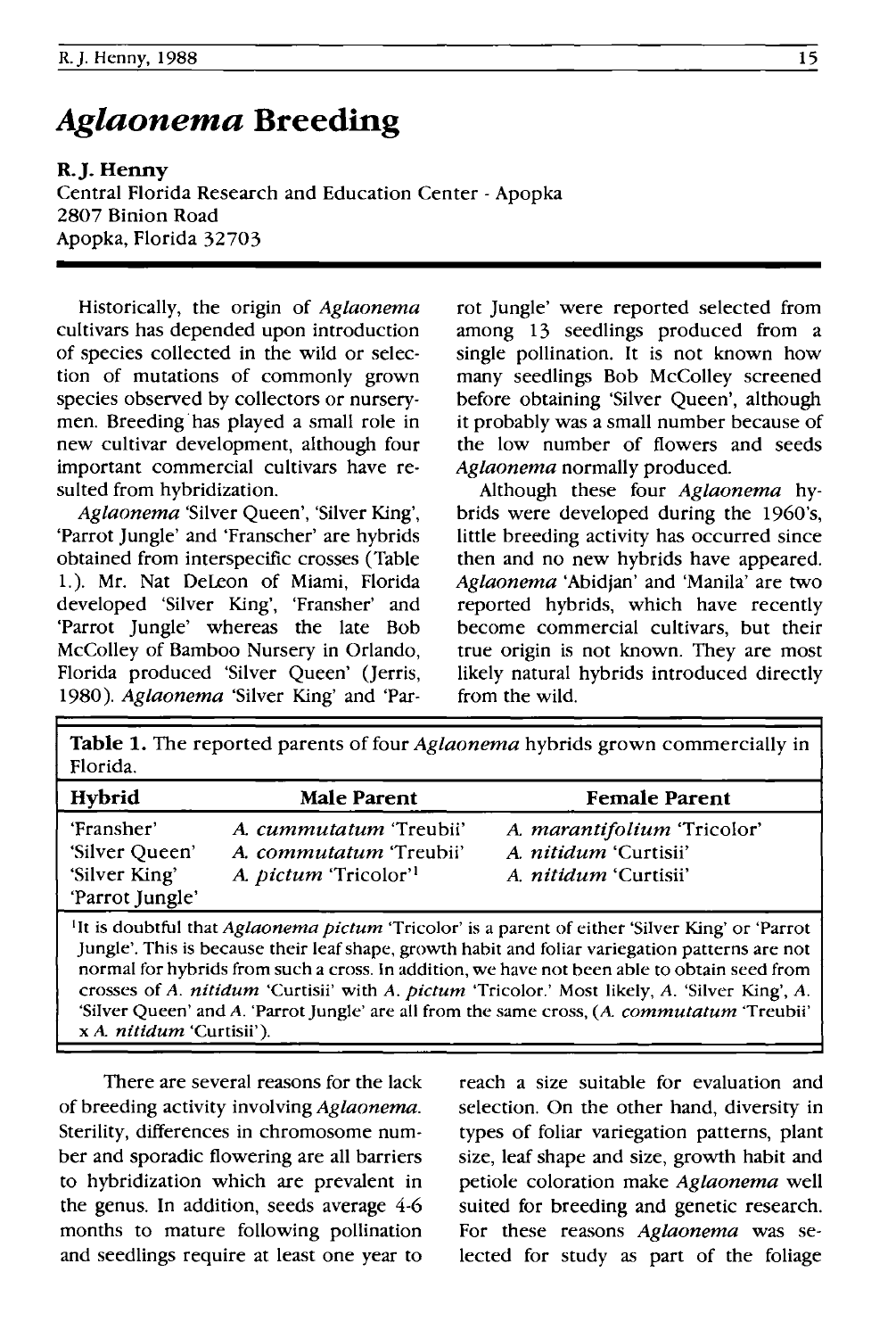# *Aglaonema* Breeding

**R. J. Henny**
Central Florida Research and Education Center - Apopka
2807 Binion Road
Apopka, Florida 32703

Historically, the origin of *Aglaonema* cultivars has depended upon introduction of species collected in the wild or selection of mutations of commonly grown species observed by collectors or nurserymen. Breeding has played a small role in new cultivar development, although four important commercial cultivars have resulted from hybridization.

*Aglaonema* 'Silver Queen', 'Silver King', 'Parrot Jungle' and 'Franscher' are hybrids obtained from interspecific crosses (Table 1.). Mr. Nat DeLeon of Miami, Florida developed 'Silver King', 'Fransher' and 'Parrot Jungle' whereas the late Bob McColley of Bamboo Nursery in Orlando, Florida produced 'Silver Queen' (Jerris, 1980). *Aglaonema* 'Silver King' and 'Parrot Jungle' were reported selected from among 13 seedlings produced from a single pollination. It is not known how many seedlings Bob McColley screened before obtaining 'Silver Queen', although it probably was a small number because of the low number of flowers and seeds *Aglaonema* normally produced.

Although these four *Aglaonema* hybrids were developed during the 1960's, little breeding activity has occurred since then and no new hybrids have appeared. *Aglaonema* 'Abidjan' and 'Manila' are two reported hybrids, which have recently become commercial cultivars, but their true origin is not known. They are most likely natural hybrids introduced directly from the wild.

**Table 1.** The reported parents of four *Aglaonema* hybrids grown commercially in Florida.

| Hybrid | Male Parent | Female Parent |
|---|---|---|
| 'Fransher' | *A. cummutatum* 'Treubii' | *A. marantifolium* 'Tricolor' |
| 'Silver Queen' | *A. commutatum* 'Treubii' | *A. nitidum* 'Curtisii' |
| 'Silver King' | *A. pictum* 'Tricolor'[1] | *A. nitidum* 'Curtisii' |
| 'Parrot Jungle' | | |

[1]It is doubtful that *Aglaonema pictum* 'Tricolor' is a parent of either 'Silver King' or 'Parrot Jungle'. This is because their leaf shape, growth habit and foliar variegation patterns are not normal for hybrids from such a cross. In addition, we have not been able to obtain seed from crosses of *A. nitidum* 'Curtisii' with *A. pictum* 'Tricolor.' Most likely, *A.* 'Silver King', *A.* 'Silver Queen' and *A.* 'Parrot Jungle' are all from the same cross, (*A. commutatum* 'Treubii' x *A. nitidum* 'Curtisii').

There are several reasons for the lack of breeding activity involving *Aglaonema*. Sterility, differences in chromosome number and sporadic flowering are all barriers to hybridization which are prevalent in the genus. In addition, seeds average 4-6 months to mature following pollination and seedlings require at least one year to reach a size suitable for evaluation and selection. On the other hand, diversity in types of foliar variegation patterns, plant size, leaf shape and size, growth habit and petiole coloration make *Aglaonema* well suited for breeding and genetic research. For these reasons *Aglaonema* was selected for study as part of the foliage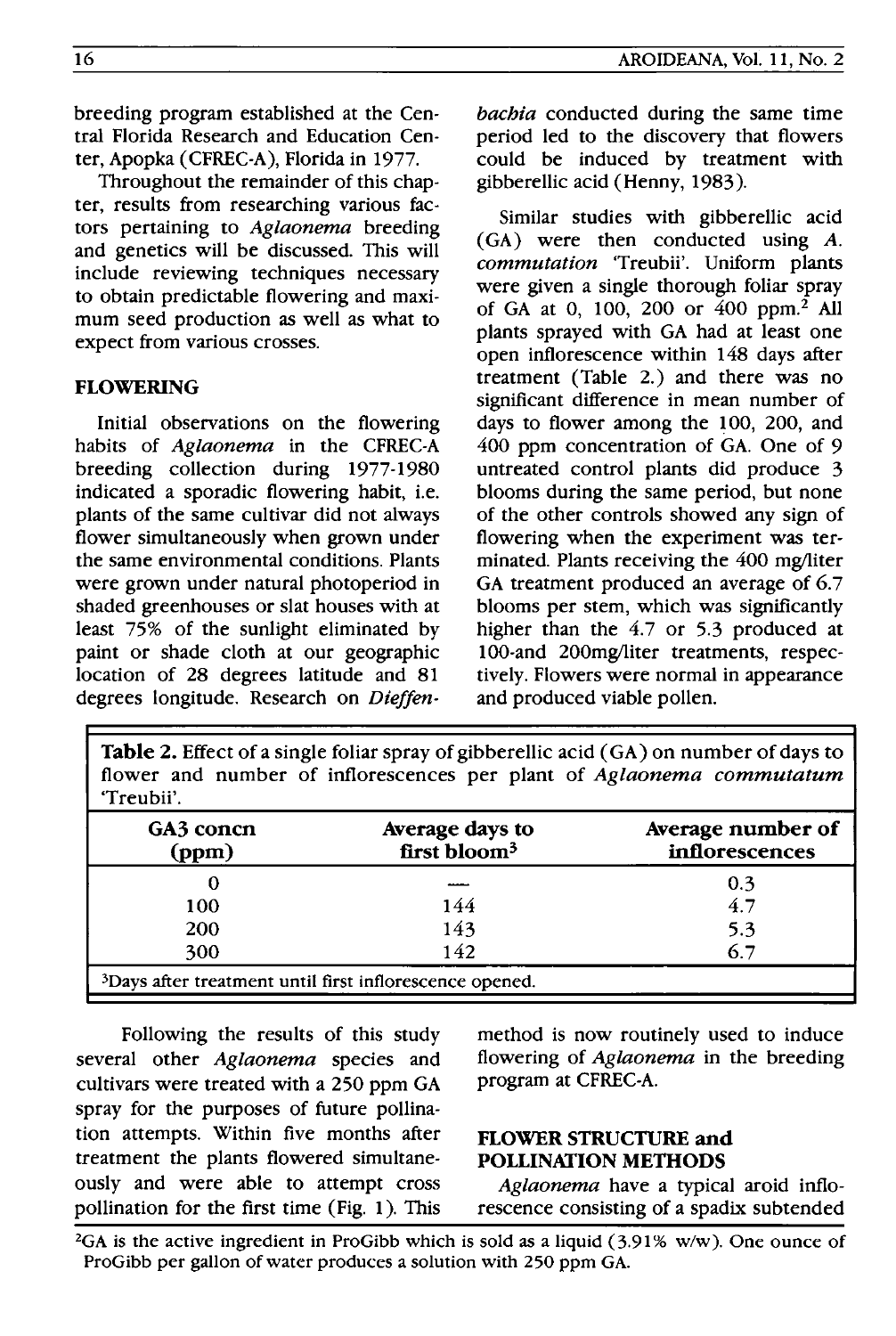breeding program established at the Central Florida Research and Education Center, Apopka (CFREC-A), Florida in 1977.

Throughout the remainder of this chapter, results from researching various factors pertaining to *Aglaonema* breeding and genetics will be discussed. This will include reviewing techniques necessary to obtain predictable flowering and maximum seed production as well as what to expect from various crosses.

## FLOWERING

Initial observations on the flowering habits of *Aglaonema* in the CFREC-A breeding collection during 1977-1980 indicated a sporadic flowering habit, i.e. plants of the same cultivar did not always flower simultaneously when grown under the same environmental conditions. Plants were grown under natural photoperiod in shaded greenhouses or slat houses with at least 75% of the sunlight eliminated by paint or shade cloth at our geographic location of 28 degrees latitude and 81 degrees longitude. Research on *Dieffenbachia* conducted during the same time period led to the discovery that flowers could be induced by treatment with gibberellic acid (Henny, 1983).

Similar studies with gibberellic acid (GA) were then conducted using *A. commutation* 'Treubii'. Uniform plants were given a single thorough foliar spray of GA at 0, 100, 200 or 400 ppm.[2] All plants sprayed with GA had at least one open inflorescence within 148 days after treatment (Table 2.) and there was no significant difference in mean number of days to flower among the 100, 200, and 400 ppm concentration of GA. One of 9 untreated control plants did produce 3 blooms during the same period, but none of the other controls showed any sign of flowering when the experiment was terminated. Plants receiving the 400 mg/liter GA treatment produced an average of 6.7 blooms per stem, which was significantly higher than the 4.7 or 5.3 produced at 100-and 200mg/liter treatments, respectively. Flowers were normal in appearance and produced viable pollen.

**Table 2.** Effect of a single foliar spray of gibberellic acid (GA) on number of days to flower and number of inflorescences per plant of *Aglaonema commutatum* 'Treubii'.

| GA3 concn (ppm) | Average days to first bloom[3] | Average number of inflorescences |
|---|---|---|
| 0 | — | 0.3 |
| 100 | 144 | 4.7 |
| 200 | 143 | 5.3 |
| 300 | 142 | 6.7 |

[3]Days after treatment until first inflorescence opened.

Following the results of this study several other *Aglaonema* species and cultivars were treated with a 250 ppm GA spray for the purposes of future pollination attempts. Within five months after treatment the plants flowered simultaneously and were able to attempt cross pollination for the first time (Fig. 1). This method is now routinely used to induce flowering of *Aglaonema* in the breeding program at CFREC-A.

## FLOWER STRUCTURE and POLLINATION METHODS

*Aglaonema* have a typical aroid inflorescence consisting of a spadix subtended

[2]GA is the active ingredient in ProGibb which is sold as a liquid (3.91% w/w). One ounce of ProGibb per gallon of water produces a solution with 250 ppm GA.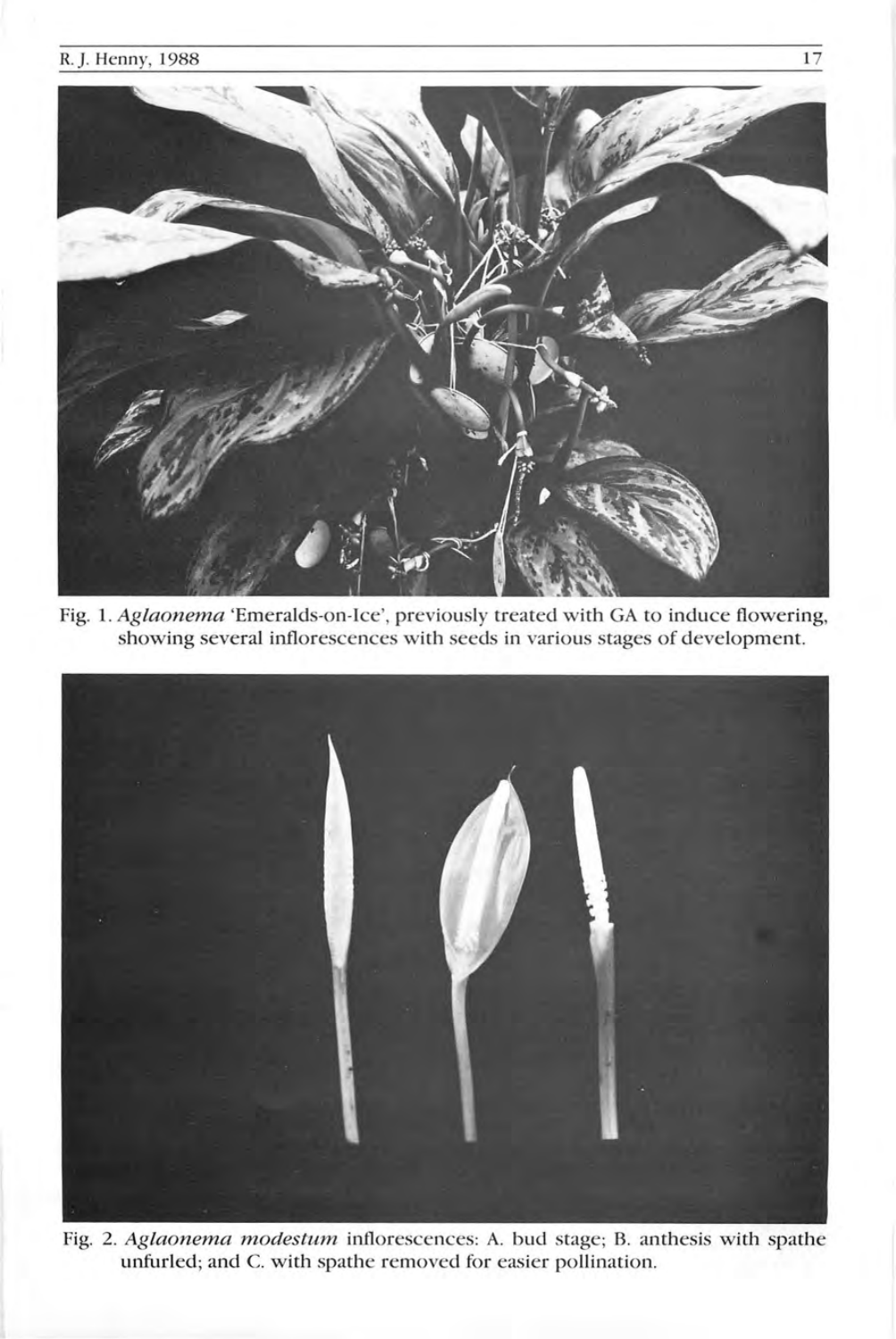Fig. 1. *Aglaonema* 'Emeralds-on-Ice', previously treated with GA to induce flowering, showing several inflorescences with seeds in various stages of development.

Fig. 2. *Aglaonema modestum* inflorescences: A. bud stage; B. anthesis with spathe unfurled; and C. with spathe removed for easier pollination.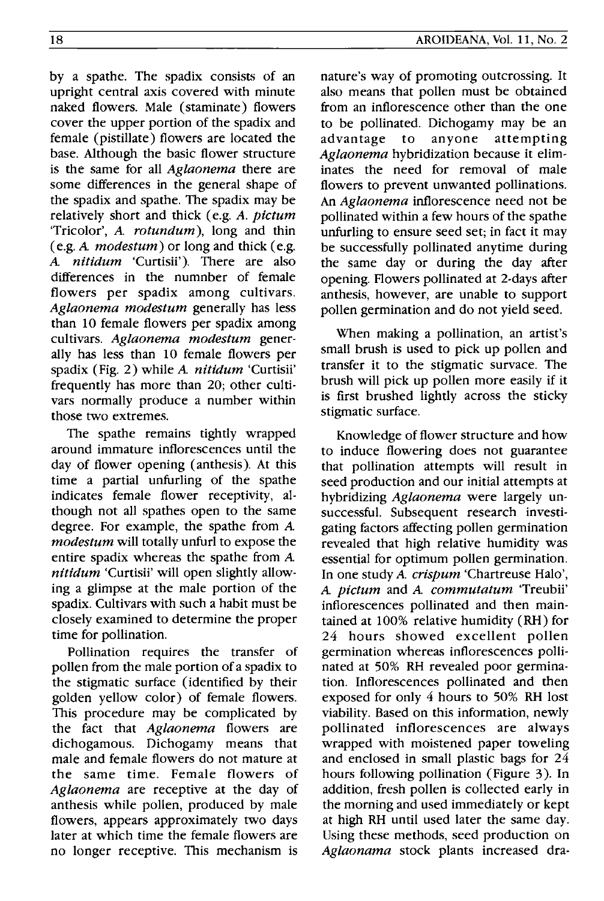by a spathe. The spadix consists of an upright central axis covered with minute naked flowers. Male (staminate) flowers cover the upper portion of the spadix and female (pistillate) flowers are located the base. Although the basic flower structure is the same for all *Aglaonema* there are some differences in the general shape of the spadix and spathe. The spadix may be relatively short and thick (e.g. *A. pictum* 'Tricolor', *A. rotundum*), long and thin (e.g. *A. modestum*) or long and thick (e.g. *A. nitidum* 'Curtisii'). There are also differences in the numnber of female flowers per spadix among cultivars. *Aglaonema modestum* generally has less than 10 female flowers per spadix among cultivars. *Aglaonema modestum* generally has less than 10 female flowers per spadix (Fig. 2) while *A. nitidum* 'Curtisii' frequently has more than 20; other cultivars normally produce a number within those two extremes.

The spathe remains tightly wrapped around immature inflorescences until the day of flower opening (anthesis). At this time a partial unfurling of the spathe indicates female flower receptivity, although not all spathes open to the same degree. For example, the spathe from *A. modestum* will totally unfurl to expose the entire spadix whereas the spathe from *A. nitidum* 'Curtisii' will open slightly allowing a glimpse at the male portion of the spadix. Cultivars with such a habit must be closely examined to determine the proper time for pollination.

Pollination requires the transfer of pollen from the male portion of a spadix to the stigmatic surface (identified by their golden yellow color) of female flowers. This procedure may be complicated by the fact that *Aglaonema* flowers are dichogamous. Dichogamy means that male and female flowers do not mature at the same time. Female flowers of *Aglaonema* are receptive at the day of anthesis while pollen, produced by male flowers, appears approximately two days later at which time the female flowers are no longer receptive. This mechanism is nature's way of promoting outcrossing. It also means that pollen must be obtained from an inflorescence other than the one to be pollinated. Dichogamy may be an advantage to anyone attempting *Aglaonema* hybridization because it eliminates the need for removal of male flowers to prevent unwanted pollinations. An *Aglaonema* inflorescence need not be pollinated within a few hours of the spathe unfurling to ensure seed set; in fact it may be successfully pollinated anytime during the same day or during the day after opening. Flowers pollinated at 2-days after anthesis, however, are unable to support pollen germination and do not yield seed.

When making a pollination, an artist's small brush is used to pick up pollen and transfer it to the stigmatic survace. The brush will pick up pollen more easily if it is first brushed lightly across the sticky stigmatic surface.

Knowledge of flower structure and how to induce flowering does not guarantee that pollination attempts will result in seed production and our initial attempts at hybridizing *Aglaonema* were largely unsuccessful. Subsequent research investigating factors affecting pollen germination revealed that high relative humidity was essential for optimum pollen germination. In one study *A. crispum* 'Chartreuse Halo', *A. pictum* and *A. commutatum* 'Treubii' inflorescences pollinated and then maintained at 100% relative humidity (RH) for 24 hours showed excellent pollen germination whereas inflorescences pollinated at 50% RH revealed poor germination. Inflorescences pollinated and then exposed for only 4 hours to 50% RH lost viability. Based on this information, newly pollinated inflorescences are always wrapped with moistened paper toweling and enclosed in small plastic bags for 24 hours following pollination (Figure 3). In addition, fresh pollen is collected early in the morning and used immediately or kept at high RH until used later the same day. Using these methods, seed production on *Aglaonama* stock plants increased dra-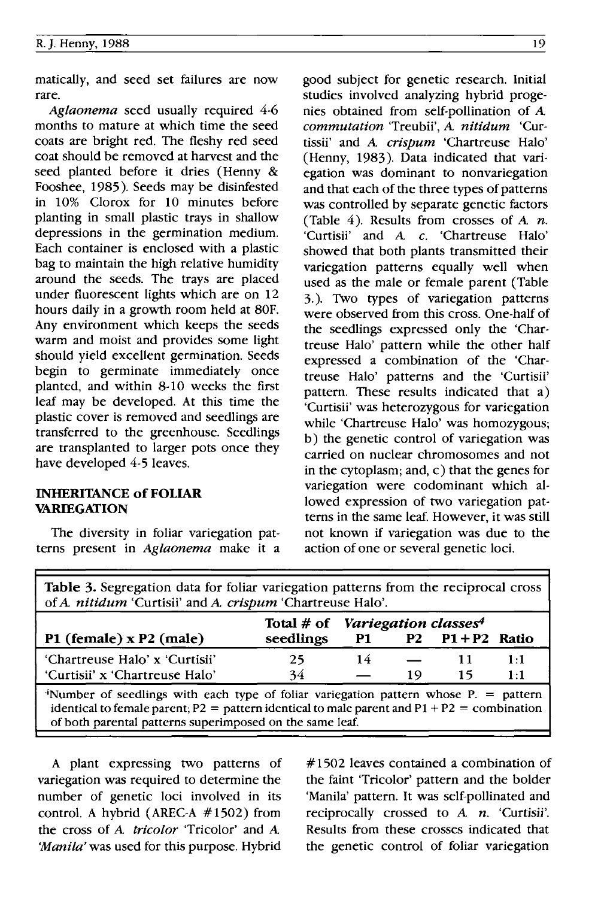matically, and seed set failures are now rare.

*Aglaonema* seed usually required 4-6 months to mature at which time the seed coats are bright red. The fleshy red seed coat should be removed at harvest and the seed planted before it dries (Henny & Fooshee, 1985). Seeds may be disinfested in 10% Clorox for 10 minutes before planting in small plastic trays in shallow depressions in the germination medium. Each container is enclosed with a plastic bag to maintain the high relative humidity around the seeds. The trays are placed under fluorescent lights which are on 12 hours daily in a growth room held at 80F. Any environment which keeps the seeds warm and moist and provides some light should yield excellent germination. Seeds begin to germinate immediately once planted, and within 8-10 weeks the first leaf may be developed. At this time the plastic cover is removed and seedlings are transferred to the greenhouse. Seedlings are transplanted to larger pots once they have developed 4-5 leaves.

## INHERITANCE of FOLIAR VARIEGATION

The diversity in foliar variegation patterns present in *Aglaonema* make it a good subject for genetic research. Initial studies involved analyzing hybrid progenies obtained from self-pollination of *A. commutation* 'Treubii', *A. nitidum* 'Curtissii' and *A. crispum* 'Chartreuse Halo' (Henny, 1983). Data indicated that variegation was dominant to nonvariegation and that each of the three types of patterns was controlled by separate genetic factors (Table 4). Results from crosses of *A. n.* 'Curtisii' and *A. c.* 'Chartreuse Halo' showed that both plants transmitted their variegation patterns equally well when used as the male or female parent (Table 3.). Two types of variegation patterns were observed from this cross. One-half of the seedlings expressed only the 'Chartreuse Halo' pattern while the other half expressed a combination of the 'Chartreuse Halo' patterns and the 'Curtisii' pattern. These results indicated that a) 'Curtisii' was heterozygous for variegation while 'Chartreuse Halo' was homozygous; b) the genetic control of variegation was carried on nuclear chromosomes and not in the cytoplasm; and, c) that the genes for variegation were codominant which allowed expression of two variegation patterns in the same leaf. However, it was still not known if variegation was due to the action of one or several genetic loci.

**Table 3.** Segregation data for foliar variegation patterns from the reciprocal cross of *A. nitidum* 'Curtisii' and *A. crispum* 'Chartreuse Halo'.

| P1 (female) x P2 (male) | Total # of seedlings | *Variegation classes*[4] | | | |
|---|---|---|---|---|---|
| | | P1 | P2 | P1 + P2 | Ratio |
| 'Chartreuse Halo' x 'Curtisii' | 25 | 14 | — | 11 | 1:1 |
| 'Curtisii' x 'Chartreuse Halo' | 34 | — | 19 | 15 | 1:1 |

[4]Number of seedlings with each type of foliar variegation pattern whose P. = pattern identical to female parent; P2 = pattern identical to male parent and P1 + P2 = combination of both parental patterns superimposed on the same leaf.

A plant expressing two patterns of variegation was required to determine the number of genetic loci involved in its control. A hybrid (AREC-A #1502) from the cross of *A. tricolor* 'Tricolor' and *A. 'Manila'* was used for this purpose. Hybrid #1502 leaves contained a combination of the faint 'Tricolor' pattern and the bolder 'Manila' pattern. It was self-pollinated and reciprocally crossed to *A. n.* 'Curtisii'. Results from these crosses indicated that the genetic control of foliar variegation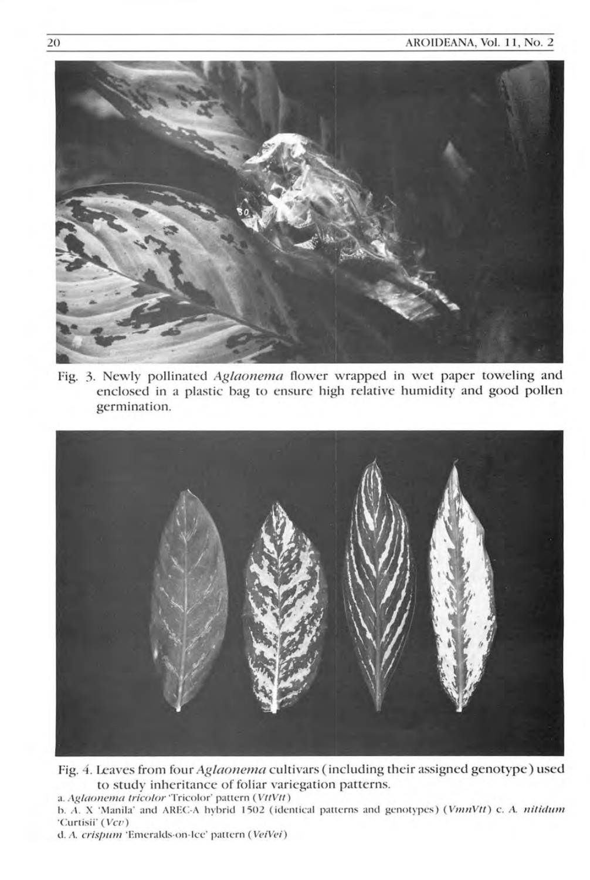Fig. 3. Newly pollinated *Aglaonema* flower wrapped in wet paper toweling and enclosed in a plastic bag to ensure high relative humidity and good pollen germination.

Fig. 4. Leaves from four *Aglaonema* cultivars (including their assigned genotype) used to study inheritance of foliar variegation patterns.

a. *Aglaonema tricolor* 'Tricolor' pattern (*VttVtt*)

b. *A.* X 'Manila' and AREC-A hybrid 1502 (identical patterns and genotypes) (*VmnVtt*) c. *A. nitidum* 'Curtisii' (*Vcv*)

d. *A. crispum* 'Emeralds-on-Ice' pattern (*VeiVei*)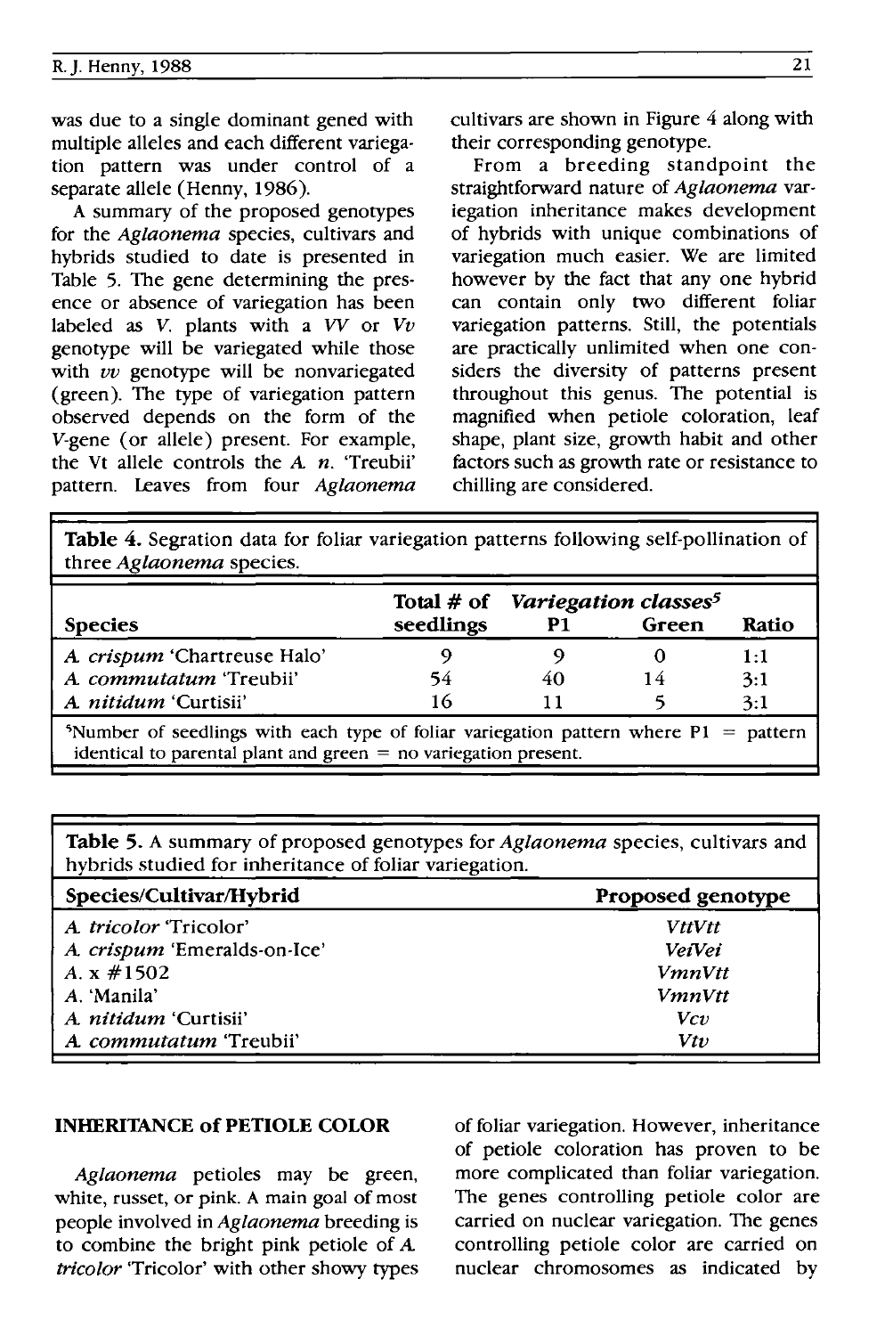was due to a single dominant gened with multiple alleles and each different variegation pattern was under control of a separate allele (Henny, 1986).

A summary of the proposed genotypes for the *Aglaonema* species, cultivars and hybrids studied to date is presented in Table 5. The gene determining the presence or absence of variegation has been labeled as *V*. plants with a *VV* or *Vv* genotype will be variegated while those with *vv* genotype will be nonvariegated (green). The type of variegation pattern observed depends on the form of the *V*-gene (or allele) present. For example, the Vt allele controls the *A. n.* 'Treubii' pattern. Leaves from four *Aglaonema* cultivars are shown in Figure 4 along with their corresponding genotype.

From a breeding standpoint the straightforward nature of *Aglaonema* variegation inheritance makes development of hybrids with unique combinations of variegation much easier. We are limited however by the fact that any one hybrid can contain only two different foliar variegation patterns. Still, the potentials are practically unlimited when one considers the diversity of patterns present throughout this genus. The potential is magnified when petiole coloration, leaf shape, plant size, growth habit and other factors such as growth rate or resistance to chilling are considered.

**Table 4.** Segration data for foliar variegation patterns following self-pollination of three *Aglaonema* species.

| Species | Total # of seedlings | *Variegation classes*[5] P1 | Green | Ratio |
|---|---|---|---|---|
| *A. crispum* 'Chartreuse Halo' | 9 | 9 | 0 | 1:1 |
| *A. commutatum* 'Treubii' | 54 | 40 | 14 | 3:1 |
| *A. nitidum* 'Curtisii' | 16 | 11 | 5 | 3:1 |

[5]Number of seedlings with each type of foliar variegation pattern where P1 = pattern identical to parental plant and green = no variegation present.

**Table 5.** A summary of proposed genotypes for *Aglaonema* species, cultivars and hybrids studied for inheritance of foliar variegation.

| Species/Cultivar/Hybrid | Proposed genotype |
|---|---|
| *A. tricolor* 'Tricolor' | *VttVtt* |
| *A. crispum* 'Emeralds-on-Ice' | *VeiVei* |
| *A.* x #1502 | *VmnVtt* |
| *A.* 'Manila' | *VmnVtt* |
| *A. nitidum* 'Curtisii' | *Vcv* |
| *A. commutatum* 'Treubii' | *Vtv* |

## INHERITANCE of PETIOLE COLOR

*Aglaonema* petioles may be green, white, russet, or pink. A main goal of most people involved in *Aglaonema* breeding is to combine the bright pink petiole of *A. tricolor* 'Tricolor' with other showy types of foliar variegation. However, inheritance of petiole coloration has proven to be more complicated than foliar variegation. The genes controlling petiole color are carried on nuclear variegation. The genes controlling petiole color are carried on nuclear chromosomes as indicated by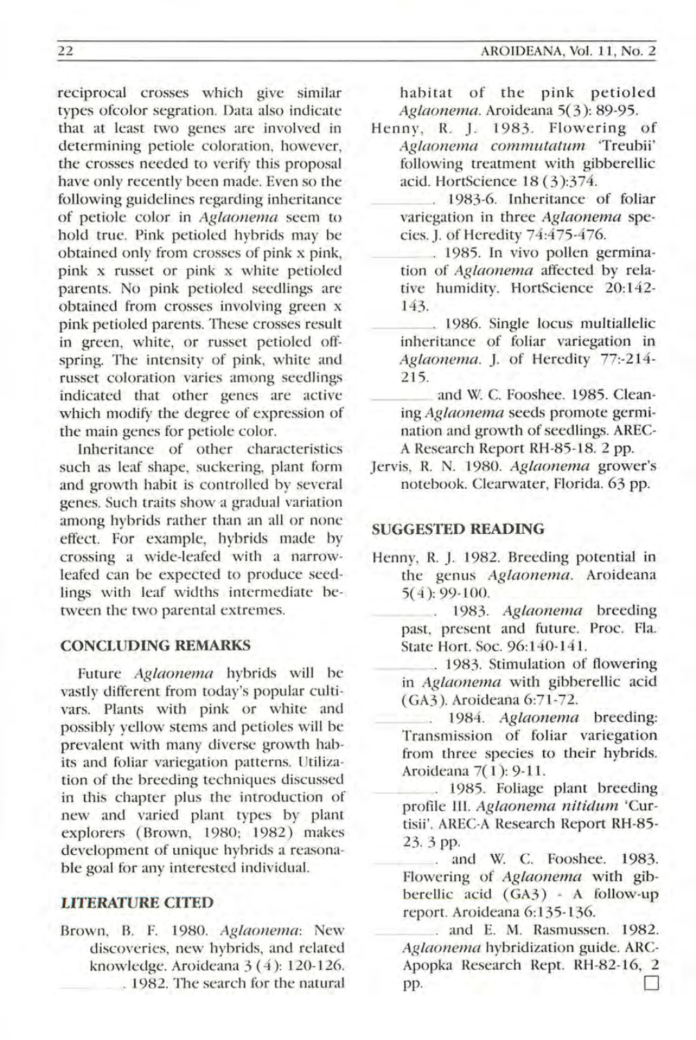reciprocal crosses which give similar types ofcolor segration. Data also indicate that at least two genes are involved in determining petiole coloration, however, the crosses needed to verify this proposal have only recently been made. Even so the following guidelines regarding inheritance of petiole color in *Aglaonema* seem to hold true. Pink petioled hybrids may be obtained only from crosses of pink x pink, pink x russet or pink x white petioled parents. No pink petioled seedlings are obtained from crosses involving green x pink petioled parents. These crosses result in green, white, or russet petioled offspring. The intensity of pink, white and russet coloration varies among seedlings indicated that other genes are active which modify the degree of expression of the main genes for petiole color.

Inheritance of other characteristics such as leaf shape, suckering, plant form and growth habit is controlled by several genes. Such traits show a gradual variation among hybrids rather than an all or none effect. For example, hybrids made by crossing a wide-leafed with a narrow-leafed can be expected to produce seedlings with leaf widths intermediate between the two parental extremes.

## CONCLUDING REMARKS

Future *Aglaonema* hybrids will be vastly different from today's popular cultivars. Plants with pink or white and possibly yellow stems and petioles will be prevalent with many diverse growth habits and foliar variegation patterns. Utilization of the breeding techniques discussed in this chapter plus the introduction of new and varied plant types by plant explorers (Brown, 1980; 1982) makes development of unique hybrids a reasonable goal for any interested individual.

## LITERATURE CITED

Brown, B. F. 1980. *Aglaonema*: New discoveries, new hybrids, and related knowledge. Aroideana 3 (4): 120-126.

\_\_\_\_\_\_. 1982. The search for the natural habitat of the pink petioled *Aglaonema*. Aroideana 5(3): 89-95.

Henny, R. J. 1983. Flowering of *Aglaonema commutatum* 'Treubii' following treatment with gibberellic acid. HortScience 18 (3):374.

\_\_\_\_\_\_. 1983-6. Inheritance of foliar variegation in three *Aglaonema* species. J. of Heredity 74:475-476.

\_\_\_\_\_\_. 1985. In vivo pollen germination of *Aglaonema* affected by relative humidity. HortScience 20:142-143.

\_\_\_\_\_\_. 1986. Single locus multiallelic inheritance of foliar variegation in *Aglaonema*. J. of Heredity 77:-214-215.

\_\_\_\_\_\_ and W. C. Fooshee. 1985. Cleaning *Aglaonema* seeds promote germination and growth of seedlings. AREC-A Research Report RH-85-18. 2 pp.

Jervis, R. N. 1980. *Aglaonema* grower's notebook. Clearwater, Florida. 63 pp.

## SUGGESTED READING

Henny, R. J. 1982. Breeding potential in the genus *Aglaonema*. Aroideana 5(4): 99-100.

\_\_\_\_\_\_. 1983. *Aglaonema* breeding past, present and future. Proc. Fla. State Hort. Soc. 96:140-141.

\_\_\_\_\_\_. 1983. Stimulation of flowering in *Aglaonema* with gibberellic acid (GA3). Aroideana 6:71-72.

\_\_\_\_\_\_. 1984. *Aglaonema* breeding: Transmission of foliar variegation from three species to their hybrids. Aroideana 7(1): 9-11.

\_\_\_\_\_\_. 1985. Foliage plant breeding profile III. *Aglaonema nitidum* 'Curtisii'. AREC-A Research Report RH-85-23. 3 pp.

\_\_\_\_\_\_. and W. C. Fooshee. 1983. Flowering of *Aglaonema* with gibberellic acid (GA3) - A follow-up report. Aroideana 6:135-136.

\_\_\_\_\_\_. and E. M. Rasmussen. 1982. *Aglaonema* hybridization guide. ARC-Apopka Research Rept. RH-82-16, 2 pp. □